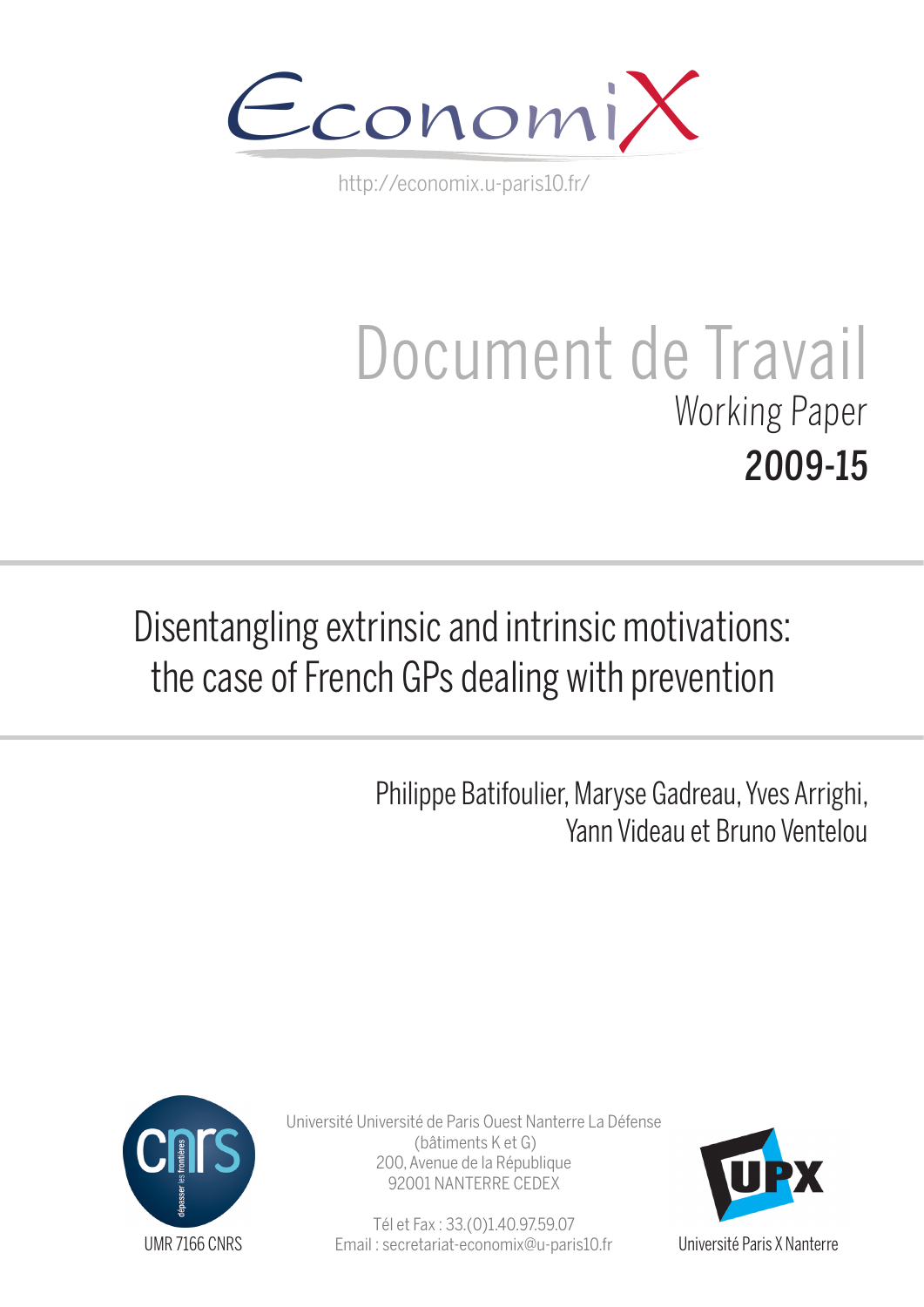EconomiX

http://economix.u-paris10.fr/

# Document de Travail

## Working Paper

## 2009-15

# Disentangling extrinsic and intrinsic motivations: the case of French GPs dealing with prevention

Philippe Batifoulier, Maryse Gadreau, Yves Arrighi, Yann Videau et Bruno Ventelou

UMR 7166 CNRS

Université Université de Paris Ouest Nanterre La Défense
(bâtiments K et G)
200, Avenue de la République
92001 NANTERRE CEDEX

Tél et Fax : 33.(0)1.40.97.59.07
Email : secretariat-economix@u-paris10.fr

Université Paris X Nanterre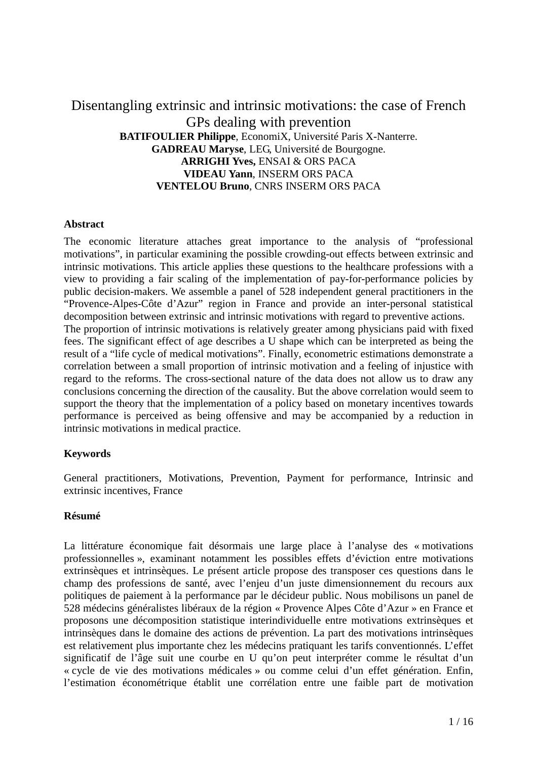# Disentangling extrinsic and intrinsic motivations: the case of French GPs dealing with prevention

**BATIFOULIER Philippe**, EconomiX, Université Paris X-Nanterre.
**GADREAU Maryse**, LEG, Université de Bourgogne.
**ARRIGHI Yves,** ENSAI & ORS PACA
**VIDEAU Yann**, INSERM ORS PACA
**VENTELOU Bruno**, CNRS INSERM ORS PACA

**Abstract**

The economic literature attaches great importance to the analysis of "professional motivations", in particular examining the possible crowding-out effects between extrinsic and intrinsic motivations. This article applies these questions to the healthcare professions with a view to providing a fair scaling of the implementation of pay-for-performance policies by public decision-makers. We assemble a panel of 528 independent general practitioners in the "Provence-Alpes-Côte d'Azur" region in France and provide an inter-personal statistical decomposition between extrinsic and intrinsic motivations with regard to preventive actions.
The proportion of intrinsic motivations is relatively greater among physicians paid with fixed fees. The significant effect of age describes a U shape which can be interpreted as being the result of a "life cycle of medical motivations". Finally, econometric estimations demonstrate a correlation between a small proportion of intrinsic motivation and a feeling of injustice with regard to the reforms. The cross-sectional nature of the data does not allow us to draw any conclusions concerning the direction of the causality. But the above correlation would seem to support the theory that the implementation of a policy based on monetary incentives towards performance is perceived as being offensive and may be accompanied by a reduction in intrinsic motivations in medical practice.

**Keywords**

General practitioners, Motivations, Prevention, Payment for performance, Intrinsic and extrinsic incentives, France

**Résumé**

La littérature économique fait désormais une large place à l'analyse des « motivations professionnelles », examinant notamment les possibles effets d'éviction entre motivations extrinsèques et intrinsèques. Le présent article propose des transposer ces questions dans le champ des professions de santé, avec l'enjeu d'un juste dimensionnement du recours aux politiques de paiement à la performance par le décideur public. Nous mobilisons un panel de 528 médecins généralistes libéraux de la région « Provence Alpes Côte d'Azur » en France et proposons une décomposition statistique interindividuelle entre motivations extrinsèques et intrinsèques dans le domaine des actions de prévention. La part des motivations intrinsèques est relativement plus importante chez les médecins pratiquant les tarifs conventionnés. L'effet significatif de l'âge suit une courbe en U qu'on peut interpréter comme le résultat d'un « cycle de vie des motivations médicales » ou comme celui d'un effet génération. Enfin, l'estimation économétrique établit une corrélation entre une faible part de motivation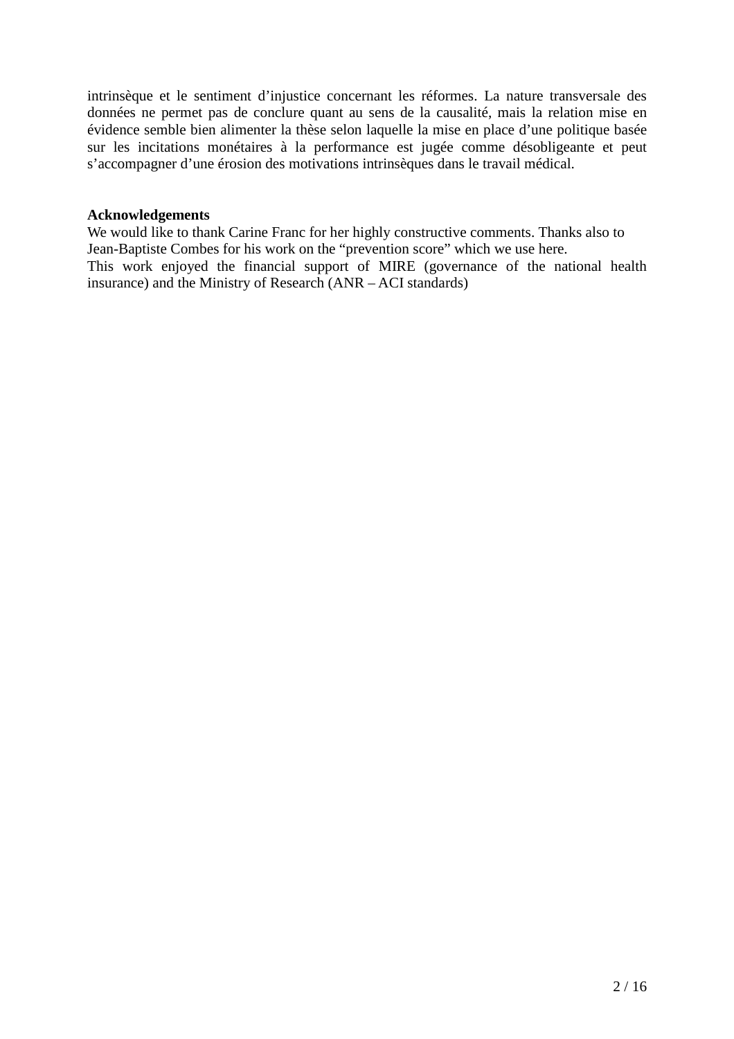intrinsèque et le sentiment d'injustice concernant les réformes. La nature transversale des données ne permet pas de conclure quant au sens de la causalité, mais la relation mise en évidence semble bien alimenter la thèse selon laquelle la mise en place d'une politique basée sur les incitations monétaires à la performance est jugée comme désobligeante et peut s'accompagner d'une érosion des motivations intrinsèques dans le travail médical.

**Acknowledgements**

We would like to thank Carine Franc for her highly constructive comments. Thanks also to Jean-Baptiste Combes for his work on the "prevention score" which we use here.

This work enjoyed the financial support of MIRE (governance of the national health insurance) and the Ministry of Research (ANR – ACI standards)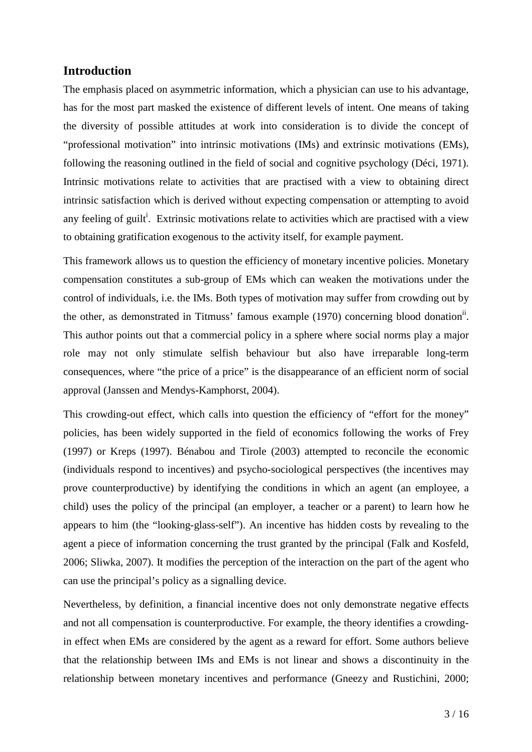## Introduction

The emphasis placed on asymmetric information, which a physician can use to his advantage, has for the most part masked the existence of different levels of intent. One means of taking the diversity of possible attitudes at work into consideration is to divide the concept of "professional motivation" into intrinsic motivations (IMs) and extrinsic motivations (EMs), following the reasoning outlined in the field of social and cognitive psychology (Déci, 1971). Intrinsic motivations relate to activities that are practised with a view to obtaining direct intrinsic satisfaction which is derived without expecting compensation or attempting to avoid any feeling of guilt[i]. Extrinsic motivations relate to activities which are practised with a view to obtaining gratification exogenous to the activity itself, for example payment.

This framework allows us to question the efficiency of monetary incentive policies. Monetary compensation constitutes a sub-group of EMs which can weaken the motivations under the control of individuals, i.e. the IMs. Both types of motivation may suffer from crowding out by the other, as demonstrated in Titmuss' famous example (1970) concerning blood donation[ii]. This author points out that a commercial policy in a sphere where social norms play a major role may not only stimulate selfish behaviour but also have irreparable long-term consequences, where "the price of a price" is the disappearance of an efficient norm of social approval (Janssen and Mendys-Kamphorst, 2004).

This crowding-out effect, which calls into question the efficiency of "effort for the money" policies, has been widely supported in the field of economics following the works of Frey (1997) or Kreps (1997). Bénabou and Tirole (2003) attempted to reconcile the economic (individuals respond to incentives) and psycho-sociological perspectives (the incentives may prove counterproductive) by identifying the conditions in which an agent (an employee, a child) uses the policy of the principal (an employer, a teacher or a parent) to learn how he appears to him (the "looking-glass-self"). An incentive has hidden costs by revealing to the agent a piece of information concerning the trust granted by the principal (Falk and Kosfeld, 2006; Sliwka, 2007). It modifies the perception of the interaction on the part of the agent who can use the principal's policy as a signalling device.

Nevertheless, by definition, a financial incentive does not only demonstrate negative effects and not all compensation is counterproductive. For example, the theory identifies a crowding-in effect when EMs are considered by the agent as a reward for effort. Some authors believe that the relationship between IMs and EMs is not linear and shows a discontinuity in the relationship between monetary incentives and performance (Gneezy and Rustichini, 2000;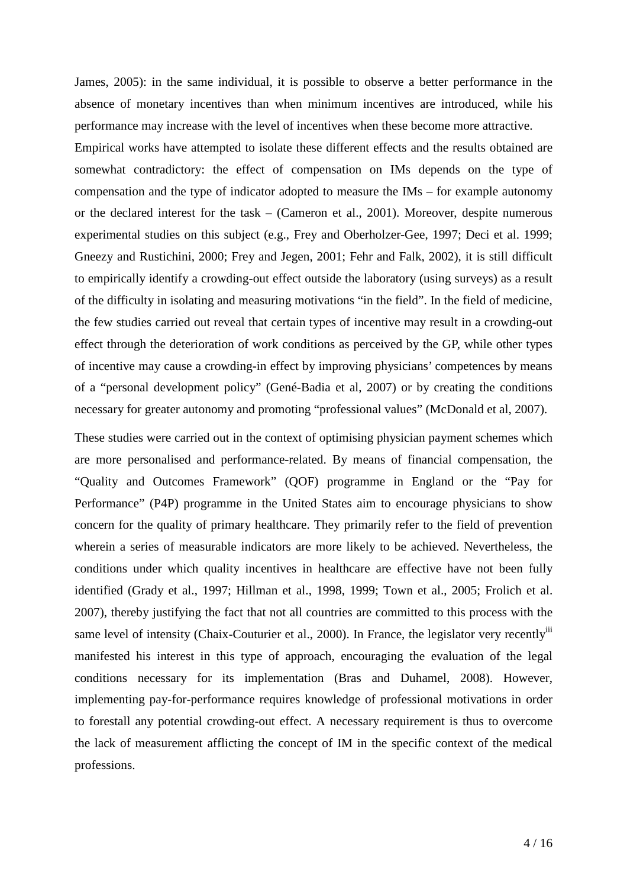James, 2005): in the same individual, it is possible to observe a better performance in the absence of monetary incentives than when minimum incentives are introduced, while his performance may increase with the level of incentives when these become more attractive.

Empirical works have attempted to isolate these different effects and the results obtained are somewhat contradictory: the effect of compensation on IMs depends on the type of compensation and the type of indicator adopted to measure the IMs – for example autonomy or the declared interest for the task – (Cameron et al., 2001). Moreover, despite numerous experimental studies on this subject (e.g., Frey and Oberholzer-Gee, 1997; Deci et al. 1999; Gneezy and Rustichini, 2000; Frey and Jegen, 2001; Fehr and Falk, 2002), it is still difficult to empirically identify a crowding-out effect outside the laboratory (using surveys) as a result of the difficulty in isolating and measuring motivations "in the field". In the field of medicine, the few studies carried out reveal that certain types of incentive may result in a crowding-out effect through the deterioration of work conditions as perceived by the GP, while other types of incentive may cause a crowding-in effect by improving physicians' competences by means of a "personal development policy" (Gené-Badia et al, 2007) or by creating the conditions necessary for greater autonomy and promoting "professional values" (McDonald et al, 2007).

These studies were carried out in the context of optimising physician payment schemes which are more personalised and performance-related. By means of financial compensation, the "Quality and Outcomes Framework" (QOF) programme in England or the "Pay for Performance" (P4P) programme in the United States aim to encourage physicians to show concern for the quality of primary healthcare. They primarily refer to the field of prevention wherein a series of measurable indicators are more likely to be achieved. Nevertheless, the conditions under which quality incentives in healthcare are effective have not been fully identified (Grady et al., 1997; Hillman et al., 1998, 1999; Town et al., 2005; Frolich et al. 2007), thereby justifying the fact that not all countries are committed to this process with the same level of intensity (Chaix-Couturier et al., 2000). In France, the legislator very recently[iii] manifested his interest in this type of approach, encouraging the evaluation of the legal conditions necessary for its implementation (Bras and Duhamel, 2008). However, implementing pay-for-performance requires knowledge of professional motivations in order to forestall any potential crowding-out effect. A necessary requirement is thus to overcome the lack of measurement afflicting the concept of IM in the specific context of the medical professions.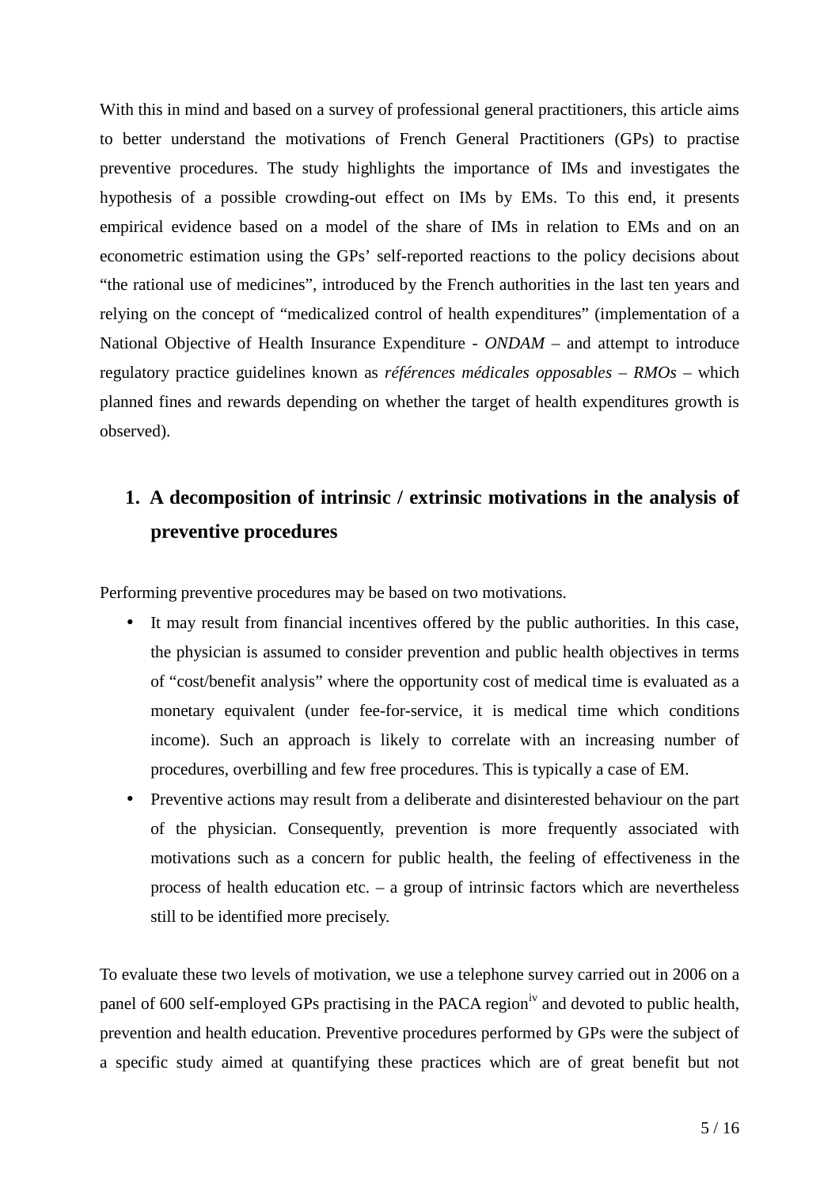With this in mind and based on a survey of professional general practitioners, this article aims to better understand the motivations of French General Practitioners (GPs) to practise preventive procedures. The study highlights the importance of IMs and investigates the hypothesis of a possible crowding-out effect on IMs by EMs. To this end, it presents empirical evidence based on a model of the share of IMs in relation to EMs and on an econometric estimation using the GPs' self-reported reactions to the policy decisions about "the rational use of medicines", introduced by the French authorities in the last ten years and relying on the concept of "medicalized control of health expenditures" (implementation of a National Objective of Health Insurance Expenditure - *ONDAM* – and attempt to introduce regulatory practice guidelines known as *références médicales opposables* – *RMOs* – which planned fines and rewards depending on whether the target of health expenditures growth is observed).

## 1. A decomposition of intrinsic / extrinsic motivations in the analysis of preventive procedures

Performing preventive procedures may be based on two motivations.

- It may result from financial incentives offered by the public authorities. In this case, the physician is assumed to consider prevention and public health objectives in terms of "cost/benefit analysis" where the opportunity cost of medical time is evaluated as a monetary equivalent (under fee-for-service, it is medical time which conditions income). Such an approach is likely to correlate with an increasing number of procedures, overbilling and few free procedures. This is typically a case of EM.
- Preventive actions may result from a deliberate and disinterested behaviour on the part of the physician. Consequently, prevention is more frequently associated with motivations such as a concern for public health, the feeling of effectiveness in the process of health education etc. – a group of intrinsic factors which are nevertheless still to be identified more precisely.

To evaluate these two levels of motivation, we use a telephone survey carried out in 2006 on a panel of 600 self-employed GPs practising in the PACA region[iv] and devoted to public health, prevention and health education. Preventive procedures performed by GPs were the subject of a specific study aimed at quantifying these practices which are of great benefit but not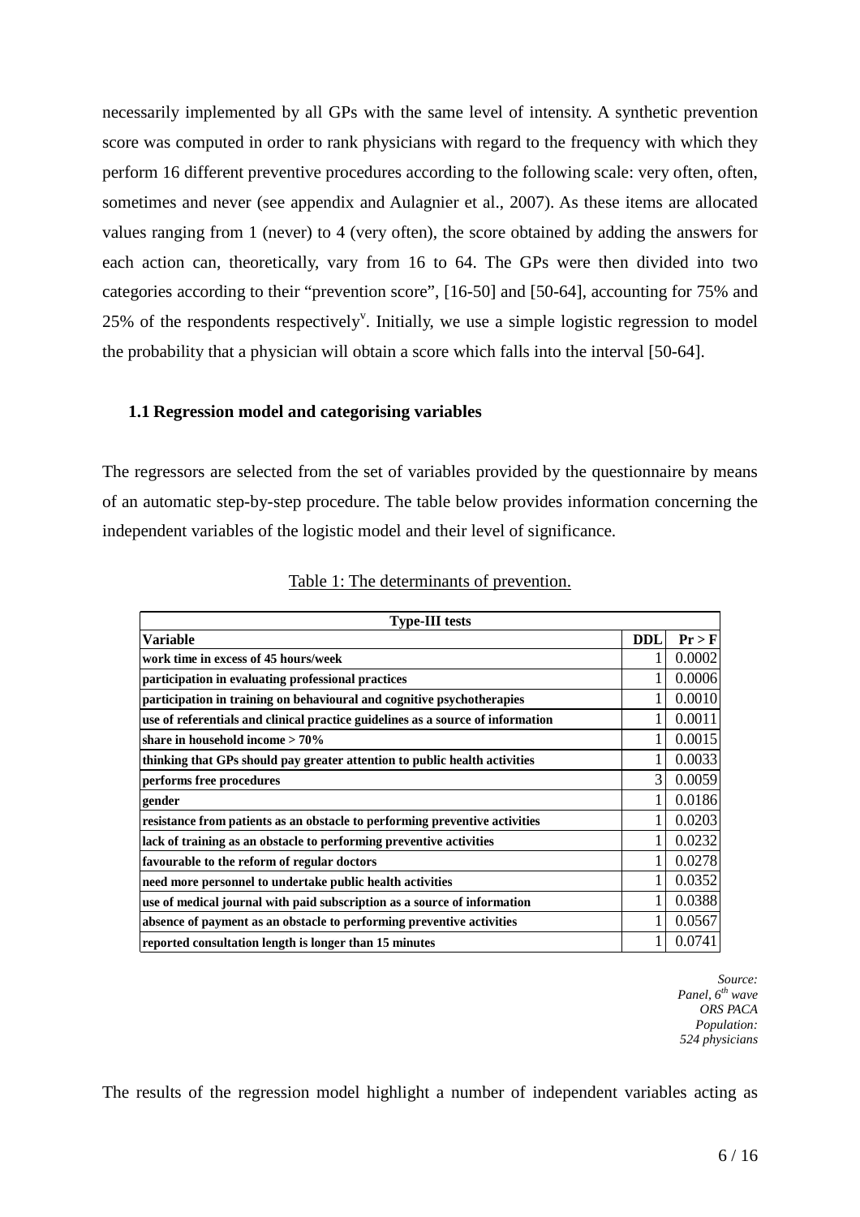necessarily implemented by all GPs with the same level of intensity. A synthetic prevention score was computed in order to rank physicians with regard to the frequency with which they perform 16 different preventive procedures according to the following scale: very often, often, sometimes and never (see appendix and Aulagnier et al., 2007). As these items are allocated values ranging from 1 (never) to 4 (very often), the score obtained by adding the answers for each action can, theoretically, vary from 16 to 64. The GPs were then divided into two categories according to their "prevention score", [16-50] and [50-64], accounting for 75% and 25% of the respondents respectively[v]. Initially, we use a simple logistic regression to model the probability that a physician will obtain a score which falls into the interval [50-64].

### 1.1 Regression model and categorising variables

The regressors are selected from the set of variables provided by the questionnaire by means of an automatic step-by-step procedure. The table below provides information concerning the independent variables of the logistic model and their level of significance.

Table 1: The determinants of prevention.

| Type-III tests | | |
|---|---|---|
| **Variable** | **DDL** | **Pr > F** |
| **work time in excess of 45 hours/week** | 1 | 0.0002 |
| **participation in evaluating professional practices** | 1 | 0.0006 |
| **participation in training on behavioural and cognitive psychotherapies** | 1 | 0.0010 |
| **use of referentials and clinical practice guidelines as a source of information** | 1 | 0.0011 |
| **share in household income > 70%** | 1 | 0.0015 |
| **thinking that GPs should pay greater attention to public health activities** | 1 | 0.0033 |
| **performs free procedures** | 3 | 0.0059 |
| **gender** | 1 | 0.0186 |
| **resistance from patients as an obstacle to performing preventive activities** | 1 | 0.0203 |
| **lack of training as an obstacle to performing preventive activities** | 1 | 0.0232 |
| **favourable to the reform of regular doctors** | 1 | 0.0278 |
| **need more personnel to undertake public health activities** | 1 | 0.0352 |
| **use of medical journal with paid subscription as a source of information** | 1 | 0.0388 |
| **absence of payment as an obstacle to performing preventive activities** | 1 | 0.0567 |
| **reported consultation length is longer than 15 minutes** | 1 | 0.0741 |

*Source: Panel, 6th wave ORS PACA Population: 524 physicians*

The results of the regression model highlight a number of independent variables acting as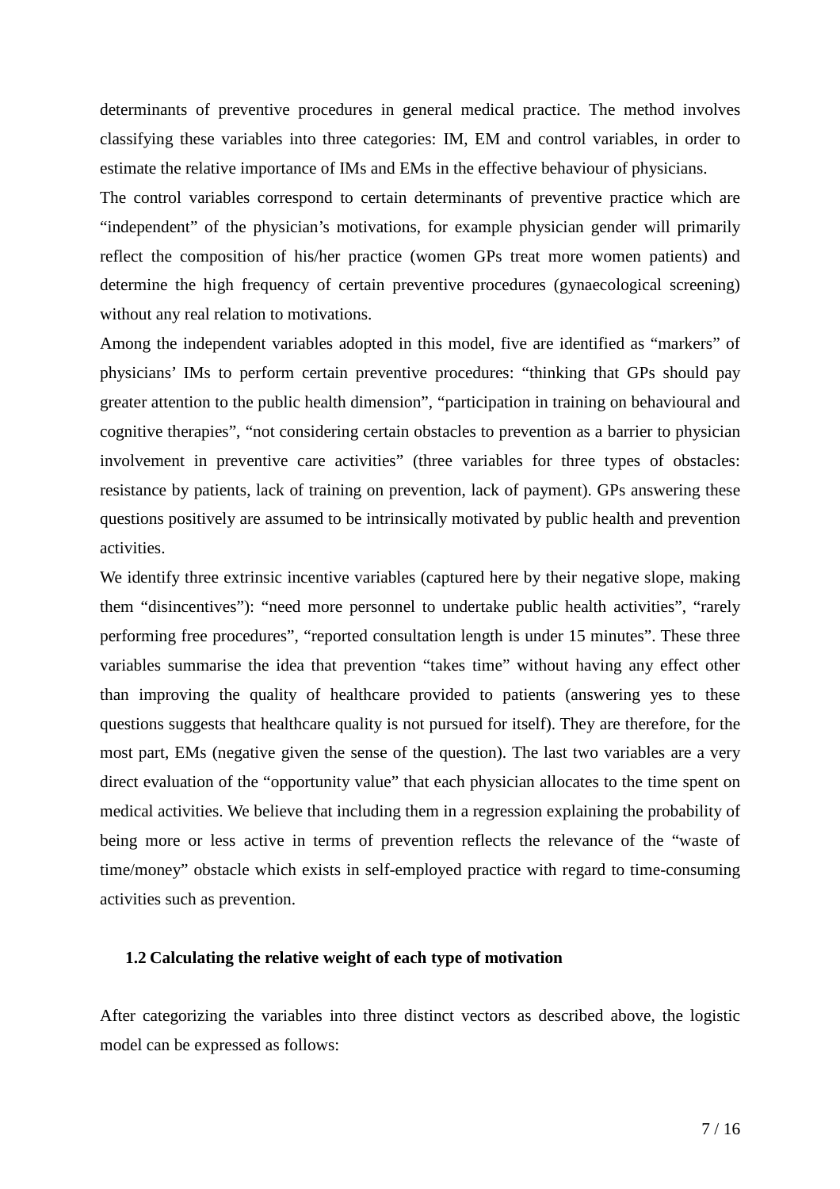determinants of preventive procedures in general medical practice. The method involves classifying these variables into three categories: IM, EM and control variables, in order to estimate the relative importance of IMs and EMs in the effective behaviour of physicians.

The control variables correspond to certain determinants of preventive practice which are "independent" of the physician's motivations, for example physician gender will primarily reflect the composition of his/her practice (women GPs treat more women patients) and determine the high frequency of certain preventive procedures (gynaecological screening) without any real relation to motivations.

Among the independent variables adopted in this model, five are identified as "markers" of physicians' IMs to perform certain preventive procedures: "thinking that GPs should pay greater attention to the public health dimension", "participation in training on behavioural and cognitive therapies", "not considering certain obstacles to prevention as a barrier to physician involvement in preventive care activities" (three variables for three types of obstacles: resistance by patients, lack of training on prevention, lack of payment). GPs answering these questions positively are assumed to be intrinsically motivated by public health and prevention activities.

We identify three extrinsic incentive variables (captured here by their negative slope, making them "disincentives"): "need more personnel to undertake public health activities", "rarely performing free procedures", "reported consultation length is under 15 minutes". These three variables summarise the idea that prevention "takes time" without having any effect other than improving the quality of healthcare provided to patients (answering yes to these questions suggests that healthcare quality is not pursued for itself). They are therefore, for the most part, EMs (negative given the sense of the question). The last two variables are a very direct evaluation of the "opportunity value" that each physician allocates to the time spent on medical activities. We believe that including them in a regression explaining the probability of being more or less active in terms of prevention reflects the relevance of the "waste of time/money" obstacle which exists in self-employed practice with regard to time-consuming activities such as prevention.

### 1.2 Calculating the relative weight of each type of motivation

After categorizing the variables into three distinct vectors as described above, the logistic model can be expressed as follows: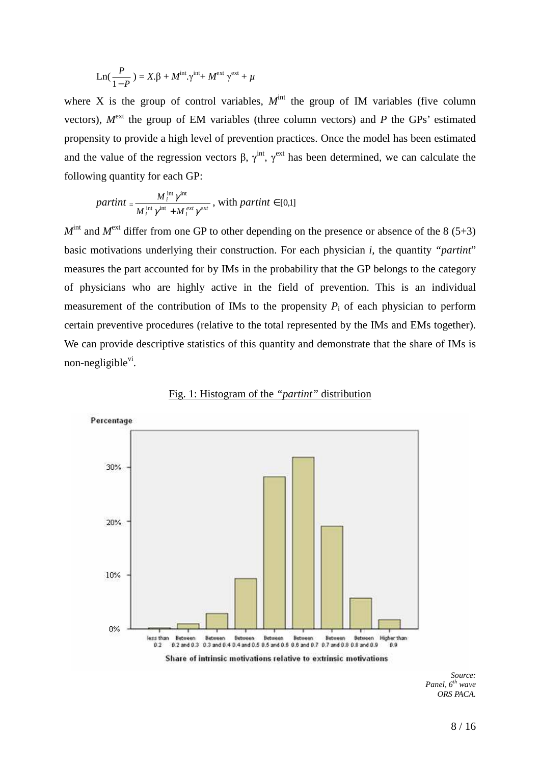$$\text{Ln}\left(\frac{P}{1-P}\right) = X.\beta + M^{\text{int}}.\gamma^{\text{int}} + M^{\text{ext}}\,\gamma^{\text{ext}} + \mu$$

where X is the group of control variables, $M^{\text{int}}$ the group of IM variables (five column vectors), $M^{\text{ext}}$ the group of EM variables (three column vectors) and $P$ the GPs' estimated propensity to provide a high level of prevention practices. Once the model has been estimated and the value of the regression vectors $\beta$, $\gamma^{\text{int}}$, $\gamma^{\text{ext}}$ has been determined, we can calculate the following quantity for each GP:

$$partint = \frac{M_i^{\text{int}}\gamma^{\text{int}}}{M_i^{\text{int}}\gamma^{\text{int}} + M_i^{ext}\gamma^{ext}}, \text{ with } partint \in [0,1]$$

$M^{\text{int}}$ and $M^{\text{ext}}$ differ from one GP to other depending on the presence or absence of the 8 (5+3) basic motivations underlying their construction. For each physician $i$, the quantity "*partint*" measures the part accounted for by IMs in the probability that the GP belongs to the category of physicians who are highly active in the field of prevention. This is an individual measurement of the contribution of IMs to the propensity $P_i$ of each physician to perform certain preventive procedures (relative to the total represented by the IMs and EMs together). We can provide descriptive statistics of this quantity and demonstrate that the share of IMs is non-negligible[vi].

Fig. 1: Histogram of the *"partint"* distribution

Source: Panel, 6th wave ORS PACA.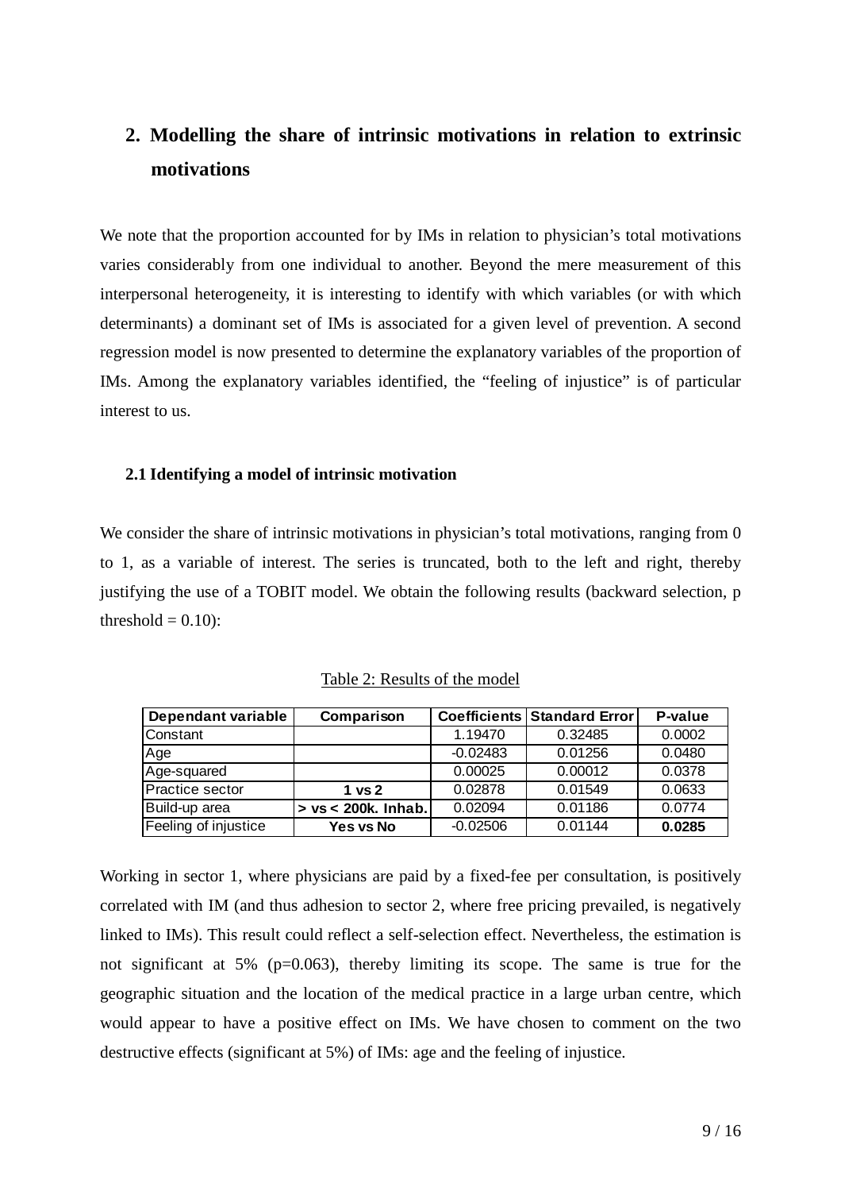## 2. Modelling the share of intrinsic motivations in relation to extrinsic motivations

We note that the proportion accounted for by IMs in relation to physician's total motivations varies considerably from one individual to another. Beyond the mere measurement of this interpersonal heterogeneity, it is interesting to identify with which variables (or with which determinants) a dominant set of IMs is associated for a given level of prevention. A second regression model is now presented to determine the explanatory variables of the proportion of IMs. Among the explanatory variables identified, the "feeling of injustice" is of particular interest to us.

### 2.1 Identifying a model of intrinsic motivation

We consider the share of intrinsic motivations in physician's total motivations, ranging from 0 to 1, as a variable of interest. The series is truncated, both to the left and right, thereby justifying the use of a TOBIT model. We obtain the following results (backward selection, p threshold = 0.10):

Table 2: Results of the model

| Dependant variable | Comparison | Coefficients | Standard Error | P-value |
|---|---|---|---|---|
| Constant | | 1.19470 | 0.32485 | 0.0002 |
| Age | | -0.02483 | 0.01256 | 0.0480 |
| Age-squared | | 0.00025 | 0.00012 | 0.0378 |
| Practice sector | **1 vs 2** | 0.02878 | 0.01549 | 0.0633 |
| Build-up area | **> vs < 200k. Inhab.** | 0.02094 | 0.01186 | 0.0774 |
| Feeling of injustice | **Yes vs No** | -0.02506 | 0.01144 | **0.0285** |

Working in sector 1, where physicians are paid by a fixed-fee per consultation, is positively correlated with IM (and thus adhesion to sector 2, where free pricing prevailed, is negatively linked to IMs). This result could reflect a self-selection effect. Nevertheless, the estimation is not significant at 5% (p=0.063), thereby limiting its scope. The same is true for the geographic situation and the location of the medical practice in a large urban centre, which would appear to have a positive effect on IMs. We have chosen to comment on the two destructive effects (significant at 5%) of IMs: age and the feeling of injustice.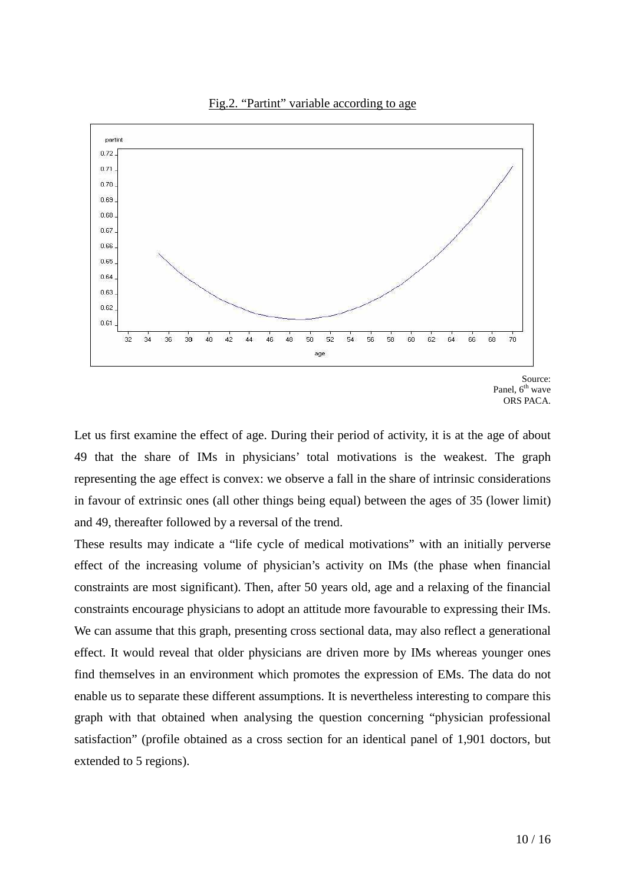Fig.2. “Partint” variable according to age

Source: Panel, 6th wave ORS PACA.

Let us first examine the effect of age. During their period of activity, it is at the age of about 49 that the share of IMs in physicians’ total motivations is the weakest. The graph representing the age effect is convex: we observe a fall in the share of intrinsic considerations in favour of extrinsic ones (all other things being equal) between the ages of 35 (lower limit) and 49, thereafter followed by a reversal of the trend.

These results may indicate a “life cycle of medical motivations” with an initially perverse effect of the increasing volume of physician’s activity on IMs (the phase when financial constraints are most significant). Then, after 50 years old, age and a relaxing of the financial constraints encourage physicians to adopt an attitude more favourable to expressing their IMs. We can assume that this graph, presenting cross sectional data, may also reflect a generational effect. It would reveal that older physicians are driven more by IMs whereas younger ones find themselves in an environment which promotes the expression of EMs. The data do not enable us to separate these different assumptions. It is nevertheless interesting to compare this graph with that obtained when analysing the question concerning “physician professional satisfaction” (profile obtained as a cross section for an identical panel of 1,901 doctors, but extended to 5 regions).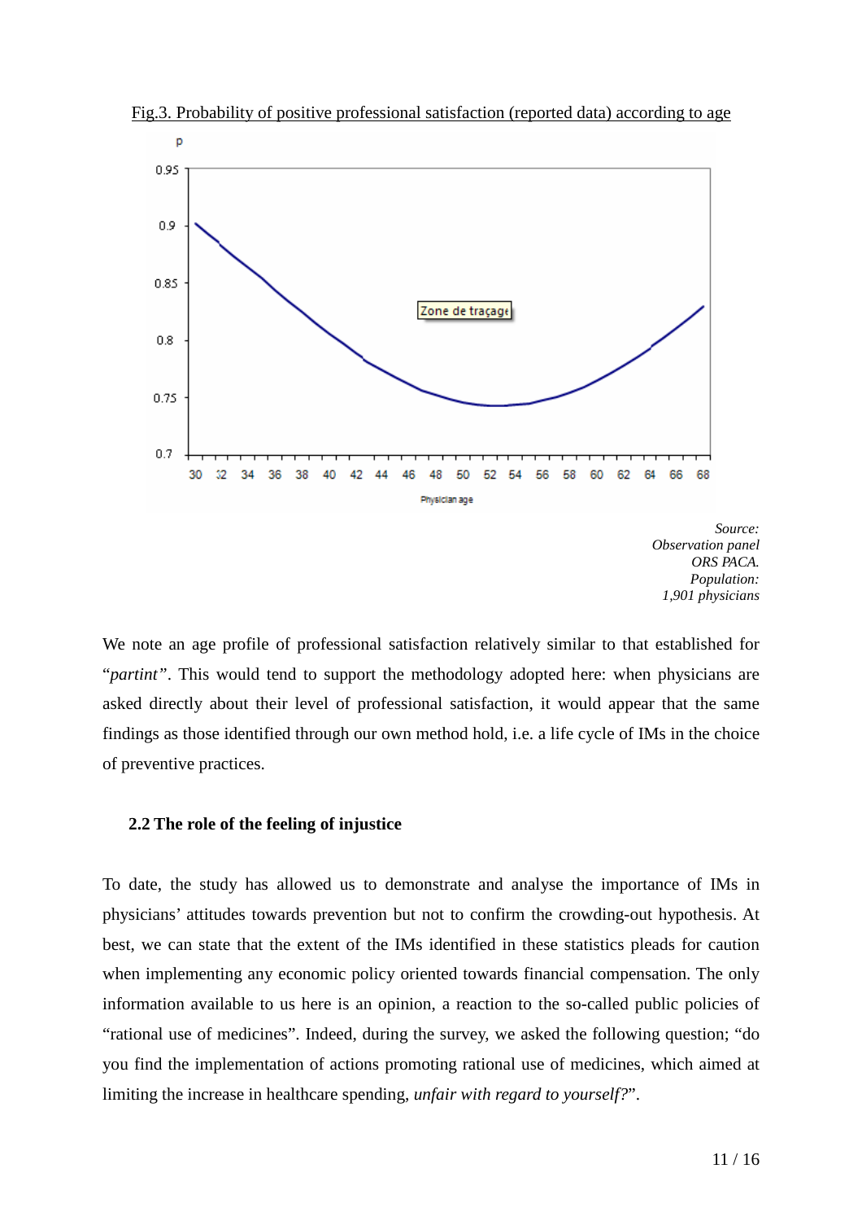Fig.3. Probability of positive professional satisfaction (reported data) according to age

*Source: Observation panel ORS PACA. Population: 1,901 physicians*

We note an age profile of professional satisfaction relatively similar to that established for "*partint*". This would tend to support the methodology adopted here: when physicians are asked directly about their level of professional satisfaction, it would appear that the same findings as those identified through our own method hold, i.e. a life cycle of IMs in the choice of preventive practices.

### 2.2 The role of the feeling of injustice

To date, the study has allowed us to demonstrate and analyse the importance of IMs in physicians' attitudes towards prevention but not to confirm the crowding-out hypothesis. At best, we can state that the extent of the IMs identified in these statistics pleads for caution when implementing any economic policy oriented towards financial compensation. The only information available to us here is an opinion, a reaction to the so-called public policies of "rational use of medicines". Indeed, during the survey, we asked the following question; "do you find the implementation of actions promoting rational use of medicines, which aimed at limiting the increase in healthcare spending, *unfair with regard to yourself?*".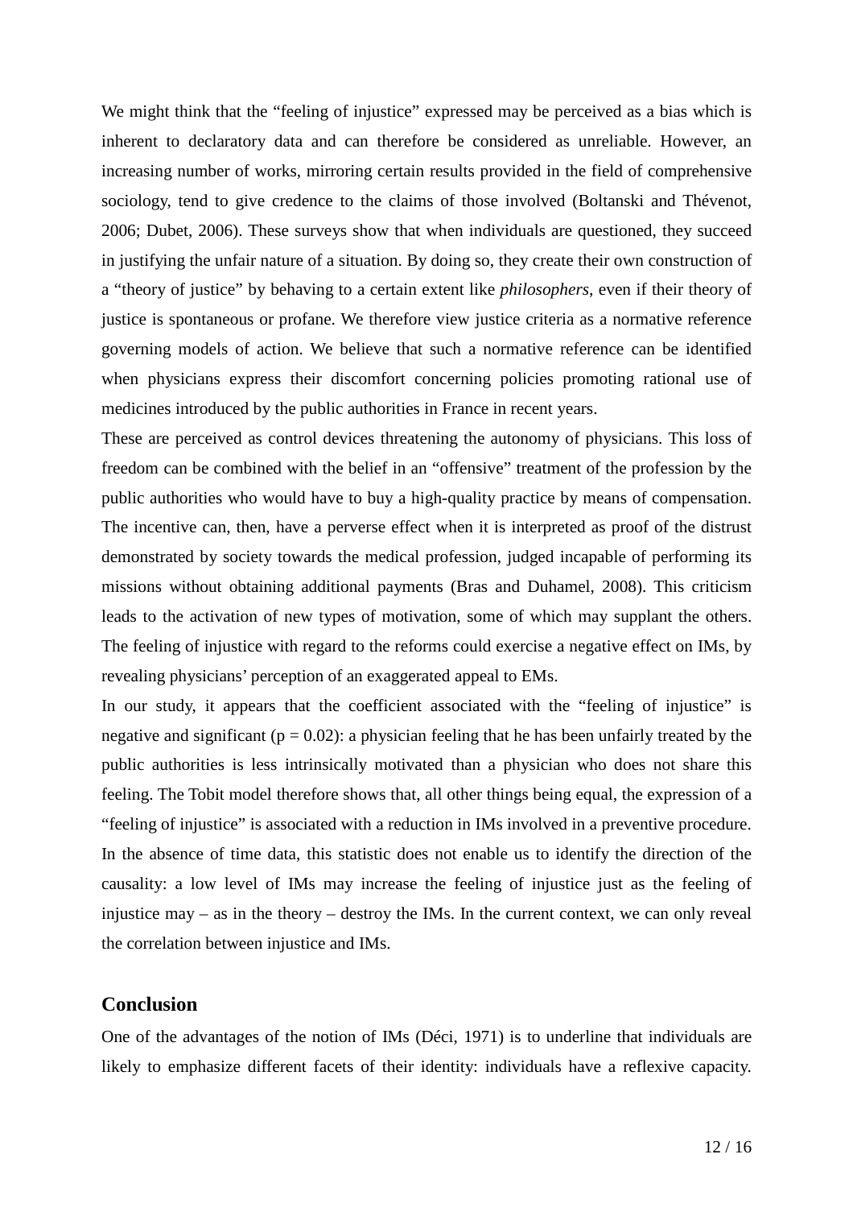We might think that the "feeling of injustice" expressed may be perceived as a bias which is inherent to declaratory data and can therefore be considered as unreliable. However, an increasing number of works, mirroring certain results provided in the field of comprehensive sociology, tend to give credence to the claims of those involved (Boltanski and Thévenot, 2006; Dubet, 2006). These surveys show that when individuals are questioned, they succeed in justifying the unfair nature of a situation. By doing so, they create their own construction of a "theory of justice" by behaving to a certain extent like *philosophers*, even if their theory of justice is spontaneous or profane. We therefore view justice criteria as a normative reference governing models of action. We believe that such a normative reference can be identified when physicians express their discomfort concerning policies promoting rational use of medicines introduced by the public authorities in France in recent years.

These are perceived as control devices threatening the autonomy of physicians. This loss of freedom can be combined with the belief in an "offensive" treatment of the profession by the public authorities who would have to buy a high-quality practice by means of compensation. The incentive can, then, have a perverse effect when it is interpreted as proof of the distrust demonstrated by society towards the medical profession, judged incapable of performing its missions without obtaining additional payments (Bras and Duhamel, 2008). This criticism leads to the activation of new types of motivation, some of which may supplant the others. The feeling of injustice with regard to the reforms could exercise a negative effect on IMs, by revealing physicians' perception of an exaggerated appeal to EMs.

In our study, it appears that the coefficient associated with the "feeling of injustice" is negative and significant ($p = 0.02$): a physician feeling that he has been unfairly treated by the public authorities is less intrinsically motivated than a physician who does not share this feeling. The Tobit model therefore shows that, all other things being equal, the expression of a "feeling of injustice" is associated with a reduction in IMs involved in a preventive procedure. In the absence of time data, this statistic does not enable us to identify the direction of the causality: a low level of IMs may increase the feeling of injustice just as the feeling of injustice may – as in the theory – destroy the IMs. In the current context, we can only reveal the correlation between injustice and IMs.

## Conclusion

One of the advantages of the notion of IMs (Déci, 1971) is to underline that individuals are likely to emphasize different facets of their identity: individuals have a reflexive capacity.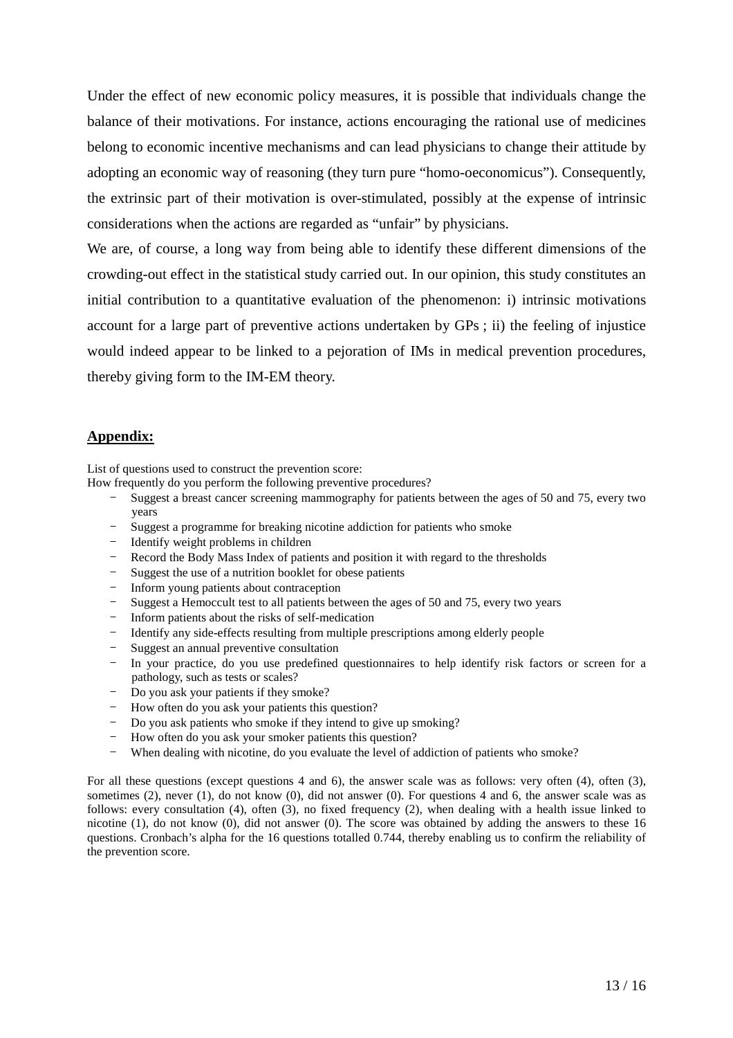Under the effect of new economic policy measures, it is possible that individuals change the balance of their motivations. For instance, actions encouraging the rational use of medicines belong to economic incentive mechanisms and can lead physicians to change their attitude by adopting an economic way of reasoning (they turn pure "homo-oeconomicus"). Consequently, the extrinsic part of their motivation is over-stimulated, possibly at the expense of intrinsic considerations when the actions are regarded as "unfair" by physicians.

We are, of course, a long way from being able to identify these different dimensions of the crowding-out effect in the statistical study carried out. In our opinion, this study constitutes an initial contribution to a quantitative evaluation of the phenomenon: i) intrinsic motivations account for a large part of preventive actions undertaken by GPs ; ii) the feeling of injustice would indeed appear to be linked to a pejoration of IMs in medical prevention procedures, thereby giving form to the IM-EM theory.

## Appendix:

List of questions used to construct the prevention score:
How frequently do you perform the following preventive procedures?

- Suggest a breast cancer screening mammography for patients between the ages of 50 and 75, every two years
- Suggest a programme for breaking nicotine addiction for patients who smoke
- Identify weight problems in children
- Record the Body Mass Index of patients and position it with regard to the thresholds
- Suggest the use of a nutrition booklet for obese patients
- Inform young patients about contraception
- Suggest a Hemoccult test to all patients between the ages of 50 and 75, every two years
- Inform patients about the risks of self-medication
- Identify any side-effects resulting from multiple prescriptions among elderly people
- Suggest an annual preventive consultation
- In your practice, do you use predefined questionnaires to help identify risk factors or screen for a pathology, such as tests or scales?
- Do you ask your patients if they smoke?
- How often do you ask your patients this question?
- Do you ask patients who smoke if they intend to give up smoking?
- How often do you ask your smoker patients this question?
- When dealing with nicotine, do you evaluate the level of addiction of patients who smoke?

For all these questions (except questions 4 and 6), the answer scale was as follows: very often (4), often (3), sometimes (2), never (1), do not know (0), did not answer (0). For questions 4 and 6, the answer scale was as follows: every consultation (4), often (3), no fixed frequency (2), when dealing with a health issue linked to nicotine (1), do not know (0), did not answer (0). The score was obtained by adding the answers to these 16 questions. Cronbach's alpha for the 16 questions totalled 0.744, thereby enabling us to confirm the reliability of the prevention score.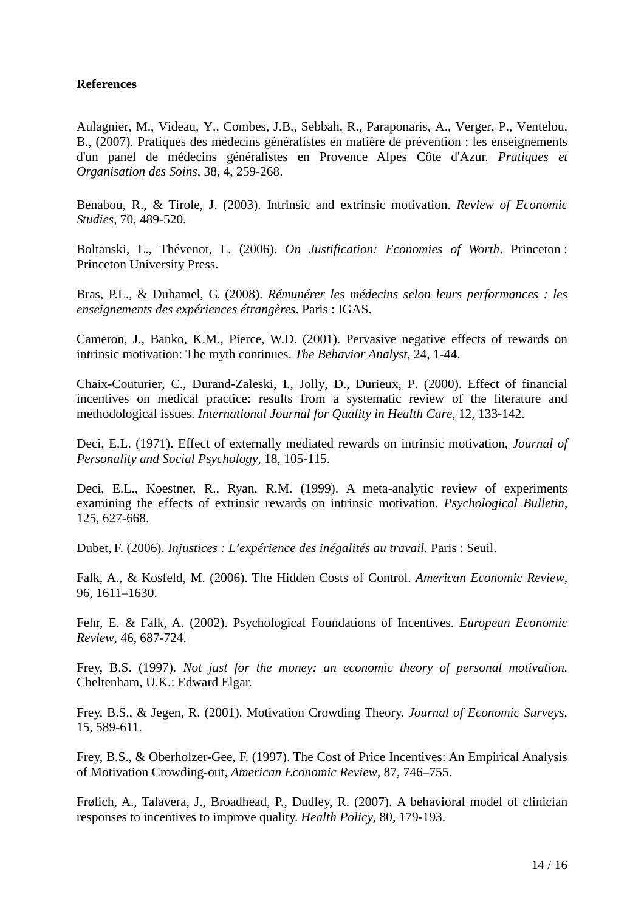**References**

Aulagnier, M., Videau, Y., Combes, J.B., Sebbah, R., Paraponaris, A., Verger, P., Ventelou, B., (2007). Pratiques des médecins généralistes en matière de prévention : les enseignements d'un panel de médecins généralistes en Provence Alpes Côte d'Azur. *Pratiques et Organisation des Soins*, 38, 4, 259-268.

Benabou, R., & Tirole, J. (2003). Intrinsic and extrinsic motivation. *Review of Economic Studies*, 70, 489-520.

Boltanski, L., Thévenot, L. (2006). *On Justification: Economies of Worth*. Princeton : Princeton University Press.

Bras, P.L., & Duhamel, G. (2008). *Rémunérer les médecins selon leurs performances : les enseignements des expériences étrangères*. Paris : IGAS.

Cameron, J., Banko, K.M., Pierce, W.D. (2001). Pervasive negative effects of rewards on intrinsic motivation: The myth continues. *The Behavior Analyst*, 24, 1-44.

Chaix-Couturier, C., Durand-Zaleski, I., Jolly, D., Durieux, P. (2000). Effect of financial incentives on medical practice: results from a systematic review of the literature and methodological issues. *International Journal for Quality in Health Care*, 12, 133-142.

Deci, E.L. (1971). Effect of externally mediated rewards on intrinsic motivation, *Journal of Personality and Social Psychology*, 18, 105-115.

Deci, E.L., Koestner, R., Ryan, R.M. (1999). A meta-analytic review of experiments examining the effects of extrinsic rewards on intrinsic motivation. *Psychological Bulletin*, 125, 627-668.

Dubet, F. (2006). *Injustices : L'expérience des inégalités au travail*. Paris : Seuil.

Falk, A., & Kosfeld, M. (2006). The Hidden Costs of Control. *American Economic Review*, 96, 1611–1630.

Fehr, E. & Falk, A. (2002). Psychological Foundations of Incentives. *European Economic Review*, 46, 687-724.

Frey, B.S. (1997). *Not just for the money: an economic theory of personal motivation.* Cheltenham, U.K.: Edward Elgar.

Frey, B.S., & Jegen, R. (2001). Motivation Crowding Theory. *Journal of Economic Surveys*, 15, 589-611.

Frey, B.S., & Oberholzer-Gee, F. (1997). The Cost of Price Incentives: An Empirical Analysis of Motivation Crowding-out, *American Economic Review*, 87, 746–755.

Frølich, A., Talavera, J., Broadhead, P., Dudley, R. (2007). A behavioral model of clinician responses to incentives to improve quality. *Health Policy*, 80, 179-193.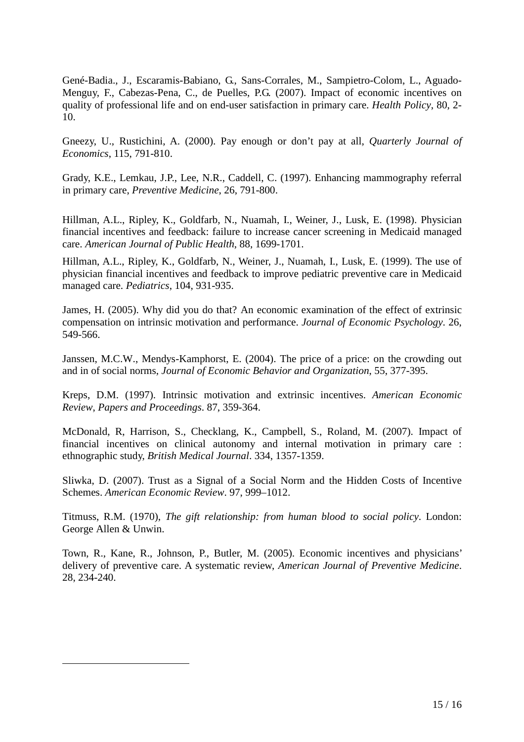Gené-Badia., J., Escaramis-Babiano, G., Sans-Corrales, M., Sampietro-Colom, L., Aguado-Menguy, F., Cabezas-Pena, C., de Puelles, P.G. (2007). Impact of economic incentives on quality of professional life and on end-user satisfaction in primary care. *Health Policy*, 80, 2-10.

Gneezy, U., Rustichini, A. (2000). Pay enough or don't pay at all, *Quarterly Journal of Economics*, 115, 791-810.

Grady, K.E., Lemkau, J.P., Lee, N.R., Caddell, C. (1997). Enhancing mammography referral in primary care, *Preventive Medicine*, 26, 791-800.

Hillman, A.L., Ripley, K., Goldfarb, N., Nuamah, I., Weiner, J., Lusk, E. (1998). Physician financial incentives and feedback: failure to increase cancer screening in Medicaid managed care. *American Journal of Public Health*, 88, 1699-1701.

Hillman, A.L., Ripley, K., Goldfarb, N., Weiner, J., Nuamah, I., Lusk, E. (1999). The use of physician financial incentives and feedback to improve pediatric preventive care in Medicaid managed care. *Pediatrics*, 104, 931-935.

James, H. (2005). Why did you do that? An economic examination of the effect of extrinsic compensation on intrinsic motivation and performance. *Journal of Economic Psychology*. 26, 549-566.

Janssen, M.C.W., Mendys-Kamphorst, E. (2004). The price of a price: on the crowding out and in of social norms, *Journal of Economic Behavior and Organization*, 55, 377-395.

Kreps, D.M. (1997). Intrinsic motivation and extrinsic incentives. *American Economic Review*, *Papers and Proceedings*. 87, 359-364.

McDonald, R, Harrison, S., Checklang, K., Campbell, S., Roland, M. (2007). Impact of financial incentives on clinical autonomy and internal motivation in primary care : ethnographic study, *British Medical Journal*. 334, 1357-1359.

Sliwka, D. (2007). Trust as a Signal of a Social Norm and the Hidden Costs of Incentive Schemes. *American Economic Review*. 97, 999–1012.

Titmuss, R.M. (1970), *The gift relationship: from human blood to social policy*. London: George Allen & Unwin.

Town, R., Kane, R., Johnson, P., Butler, M. (2005). Economic incentives and physicians' delivery of preventive care. A systematic review, *American Journal of Preventive Medicine*. 28, 234-240.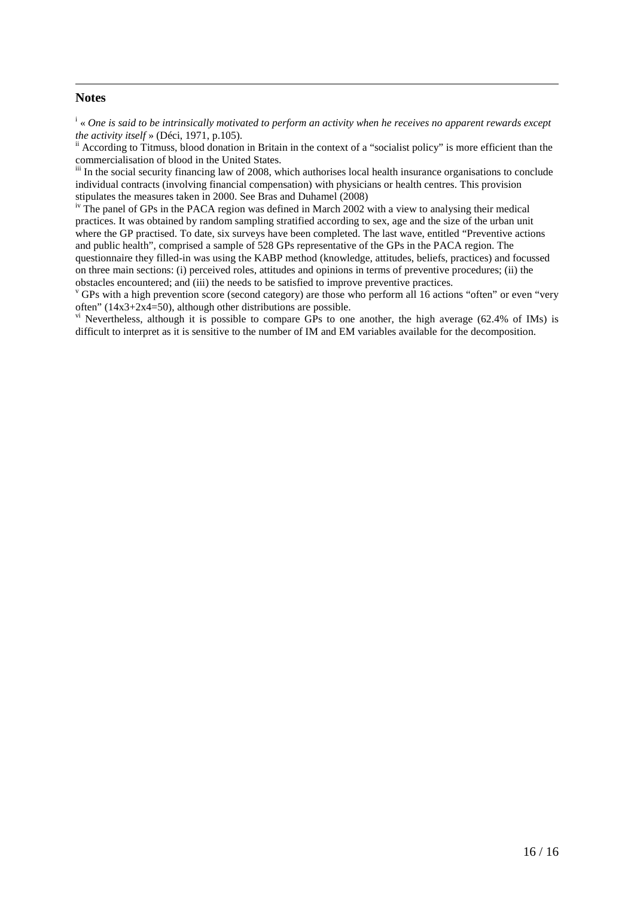## Notes

[i] « *One is said to be intrinsically motivated to perform an activity when he receives no apparent rewards except the activity itself* » (Déci, 1971, p.105).

[ii] According to Titmuss, blood donation in Britain in the context of a "socialist policy" is more efficient than the commercialisation of blood in the United States.

[iii] In the social security financing law of 2008, which authorises local health insurance organisations to conclude individual contracts (involving financial compensation) with physicians or health centres. This provision stipulates the measures taken in 2000. See Bras and Duhamel (2008)

[iv] The panel of GPs in the PACA region was defined in March 2002 with a view to analysing their medical practices. It was obtained by random sampling stratified according to sex, age and the size of the urban unit where the GP practised. To date, six surveys have been completed. The last wave, entitled "Preventive actions and public health", comprised a sample of 528 GPs representative of the GPs in the PACA region. The questionnaire they filled-in was using the KABP method (knowledge, attitudes, beliefs, practices) and focussed on three main sections: (i) perceived roles, attitudes and opinions in terms of preventive procedures; (ii) the obstacles encountered; and (iii) the needs to be satisfied to improve preventive practices.

[v] GPs with a high prevention score (second category) are those who perform all 16 actions "often" or even "very often" (14x3+2x4=50), although other distributions are possible.

[vi] Nevertheless, although it is possible to compare GPs to one another, the high average (62.4% of IMs) is difficult to interpret as it is sensitive to the number of IM and EM variables available for the decomposition.